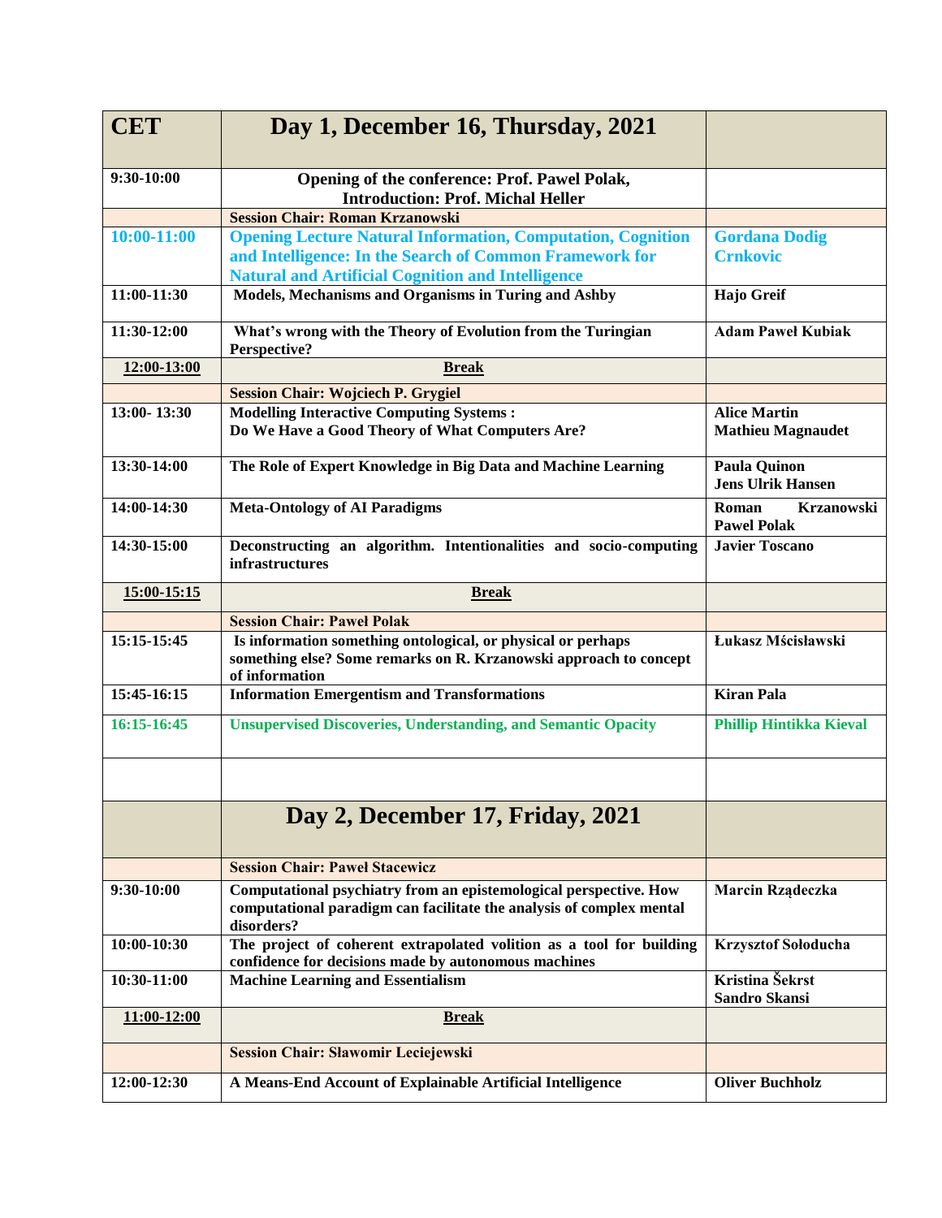| CET | Day 1, December 16, Thursday, 2021 | |
|---|---|---|
| 9:30-10:00 | **Opening of the conference: Prof. Pawel Polak, Introduction: Prof. Michal Heller** | |
| | **Session Chair: Roman Krzanowski** | |
| 10:00-11:00 | **Opening Lecture Natural Information, Computation, Cognition and Intelligence: In the Search of Common Framework for Natural and Artificial Cognition and Intelligence** | **Gordana Dodig Crnkovic** |
| 11:00-11:30 | **Models, Mechanisms and Organisms in Turing and Ashby** | **Hajo Greif** |
| 11:30-12:00 | **What's wrong with the Theory of Evolution from the Turingian Perspective?** | **Adam Paweł Kubiak** |
| 12:00-13:00 | **Break** | |
| | **Session Chair: Wojciech P. Grygiel** | |
| 13:00- 13:30 | **Modelling Interactive Computing Systems : Do We Have a Good Theory of What Computers Are?** | **Alice Martin Mathieu Magnaudet** |
| 13:30-14:00 | **The Role of Expert Knowledge in Big Data and Machine Learning** | **Paula Quinon Jens Ulrik Hansen** |
| 14:00-14:30 | **Meta-Ontology of AI Paradigms** | **Roman Krzanowski Pawel Polak** |
| 14:30-15:00 | **Deconstructing an algorithm. Intentionalities and socio-computing infrastructures** | **Javier Toscano** |
| 15:00-15:15 | **Break** | |
| | **Session Chair: Paweł Polak** | |
| 15:15-15:45 | **Is information something ontological, or physical or perhaps something else? Some remarks on R. Krzanowski approach to concept of information** | **Łukasz Mścisławski** |
| 15:45-16:15 | **Information Emergentism and Transformations** | **Kiran Pala** |
| 16:15-16:45 | **Unsupervised Discoveries, Understanding, and Semantic Opacity** | **Phillip Hintikka Kieval** |
| | | |
| | **Day 2, December 17, Friday, 2021** | |
| | **Session Chair: Paweł Stacewicz** | |
| 9:30-10:00 | **Computational psychiatry from an epistemological perspective. How computational paradigm can facilitate the analysis of complex mental disorders?** | **Marcin Rządeczka** |
| 10:00-10:30 | **The project of coherent extrapolated volition as a tool for building confidence for decisions made by autonomous machines** | **Krzysztof Sołoducha** |
| 10:30-11:00 | **Machine Learning and Essentialism** | **Kristina Šekrst Sandro Skansi** |
| 11:00-12:00 | **Break** | |
| | **Session Chair: Sławomir Leciejewski** | |
| 12:00-12:30 | **A Means-End Account of Explainable Artificial Intelligence** | **Oliver Buchholz** |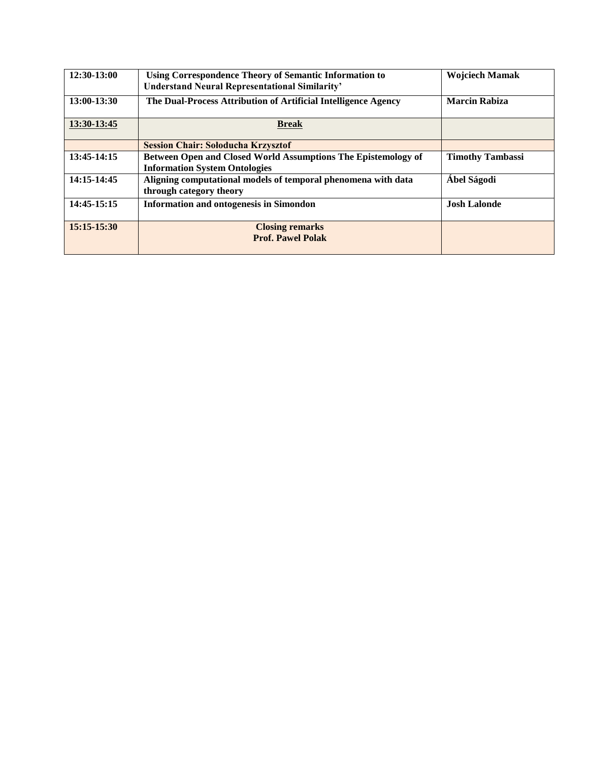| | | |
|---|---|---|
| **12:30-13:00** | **Using Correspondence Theory of Semantic Information to Understand Neural Representational Similarity'** | **Wojciech Mamak** |
| **13:00-13:30** | **The Dual-Process Attribution of Artificial Intelligence Agency** | **Marcin Rabiza** |
| **13:30-13:45** | **Break** | |
| | **Session Chair: Sołoducha Krzysztof** | |
| **13:45-14:15** | **Between Open and Closed World Assumptions The Epistemology of Information System Ontologies** | **Timothy Tambassi** |
| **14:15-14:45** | **Aligning computational models of temporal phenomena with data through category theory** | **Ábel Ságodi** |
| **14:45-15:15** | **Information and ontogenesis in Simondon** | **Josh Lalonde** |
| **15:15-15:30** | **Closing remarks Prof. Pawel Polak** | |